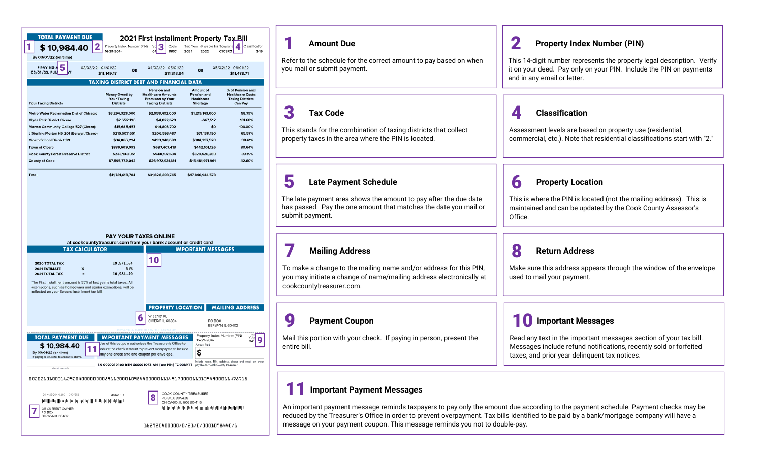# 2021 First Installment Property Tax Bill

**TOTAL PAYMENT DUE**

**$ 10,984.40**

By 03/01/22 (on time)

| Property Index Number (PIN) | Volume | Code | Tax Year | (Payable In) | Township | Classification |
|---|---|---|---|---|---|---|
| 16-29-204- | 04 | 15001 | 2021 | 2022 | CICERO | 3-15 |

| IF PAYING AFTER 03/01/22, PLEASE PAY | 03/02/22 - 04/01/22 | OR | 04/02/22 - 05/01/22 | OR | 05/02/22 - 06/01/22 |
|---|---|---|---|---|---|
| | $11,149.17 | | $11,313.94 | | $11,478.71 |

## TAXING DISTRICT DEBT AND FINANCIAL DATA

| Your Taxing Districts | Money Owed by Your Taxing Districts | Pension and Healthcare Amounts Promised by Your Taxing Districts | Amount of Pension and Healthcare Shortage | % of Pension and Healthcare Costs Taxing Districts Can Pay |
|---|---|---|---|---|
| Metro Water Reclamation Dist of Chicago | $3,294,323,000 | $2,958,492,000 | $1,219,113,000 | 58.79% |
| Clyde Park District Cicero | $2,652,196 | $4,022,629 | -$67,512 | 101.68% |
| Morton Community College 527 (Cicero) | $15,685,457 | $14,808,702 | $0 | 100.00% |
| J Sterling Morton HS 201 (Berwyn/Cicero) | $215,607,651 | $206,593,487 | $71,138,190 | 65.57% |
| Cicero School District 99 | $34,866,294 | $493,940,699 | $304,237,528 | 38.41% |
| Town of Cicero | $339,609,093 | $637,407,413 | $442,101,126 | 30.64% |
| Cook County Forest Preserve District | $233,103,051 | $540,107,634 | $328,420,280 | 39.19% |
| County of Cook | $7,595,772,042 | $26,972,931,181 | $15,481,971,961 | 42.60% |
| Total | $11,731,618,784 | $31,828,303,745 | $17,846,944,573 | |

**PAY YOUR TAXES ONLINE**

at cookcountytreasurer.com from your bank account or credit card

## TAX CALCULATOR

| | | |
|---|---|---|
| 2020 TOTAL TAX | | 19,971.64 |
| 2021 ESTIMATE | x | 55% |
| 2021 TOTAL TAX | = | 10,984.40 |

The First Installment amount is 55% of last year's total taxes. All exemptions, such as homeowner and senior exemptions, will be reflected on your Second Installment tax bill.

## IMPORTANT MESSAGES

## PROPERTY LOCATION

W 22ND PL
CICERO IL 60804

## MAILING ADDRESS

PO BOX
BERWYN IL 60402

**TOTAL PAYMENT DUE**

**$ 10,984.40**

By 03/01/22 (on time)
If paying later, refer to amounts above.

## IMPORTANT PAYMENT MESSAGES

Use of this coupon authorizes the Treasurer's Office to reduce the check amount to prevent overpayment. Include only one check and one coupon per envelope.

Property Index Number (PIN): 16-29-204-
Volume: 045
Amount Paid: $

Include name, PIN, address, phone and email on check payable to "Cook County Treasurer."

SN 0020210100 RTN 500001075 AN (see PIN) TC 008911

00202101003162920400000300891120001098440000111491700011313940001147871

OR CURRENT OWNER
PO BOX
BERWYN IL 60402

COOK COUNTY TREASURER
PO BOX 805438
CHICAGO, IL 60680-4116

162920400000/0/21/F/0001098440/1

---

## 1 Amount Due

Refer to the schedule for the correct amount to pay based on when you mail or submit payment.

## 2 Property Index Number (PIN)

This 14-digit number represents the property legal description. Verify it on your deed. Pay only on your PIN. Include the PIN on payments and in any email or letter.

## 3 Tax Code

This stands for the combination of taxing districts that collect property taxes in the area where the PIN is located.

## 4 Classification

Assessment levels are based on property use (residential, commercial, etc.). Note that residential classifications start with "2."

## 5 Late Payment Schedule

The late payment area shows the amount to pay after the due date has passed. Pay the one amount that matches the date you mail or submit payment.

## 6 Property Location

This is where the PIN is located (not the mailing address). This is maintained and can be updated by the Cook County Assessor's Office.

## 7 Mailing Address

To make a change to the mailing name and/or address for this PIN, you may initiate a change of name/mailing address electronically at cookcountytreasurer.com.

## 8 Return Address

Make sure this address appears through the window of the envelope used to mail your payment.

## 9 Payment Coupon

Mail this portion with your check. If paying in person, present the entire bill.

## 10 Important Messages

Read any text in the important messages section of your tax bill. Messages include refund notifications, recently sold or forfeited taxes, and prior year delinquent tax notices.

## 11 Important Payment Messages

An important payment message reminds taxpayers to pay only the amount due according to the payment schedule. Payment checks may be reduced by the Treasurer's Office in order to prevent overpayment. Tax bills identified to be paid by a bank/mortgage company will have a message on your payment coupon. This message reminds you not to double-pay.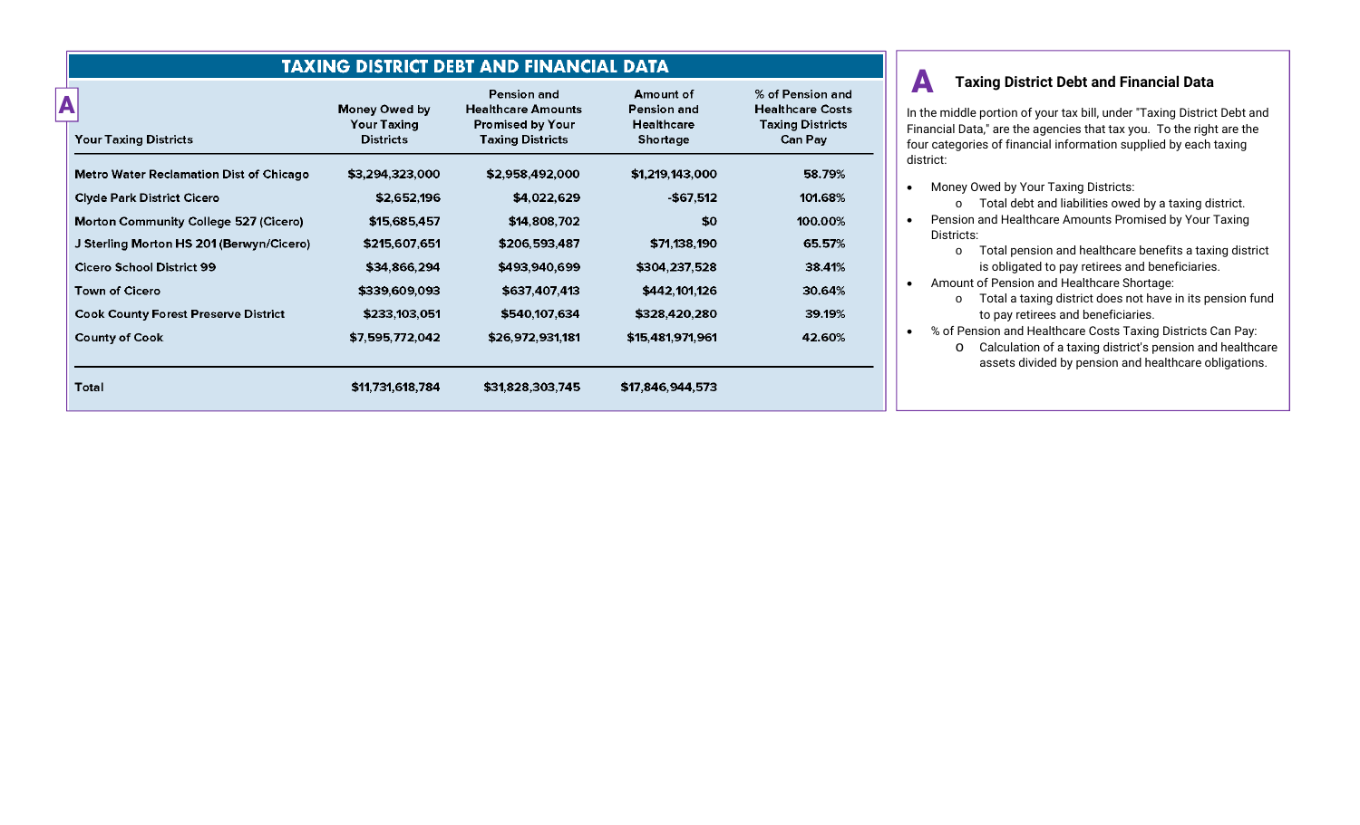## TAXING DISTRICT DEBT AND FINANCIAL DATA

A

| Your Taxing Districts | Money Owed by Your Taxing Districts | Pension and Healthcare Amounts Promised by Your Taxing Districts | Amount of Pension and Healthcare Shortage | % of Pension and Healthcare Costs Taxing Districts Can Pay |
|---|---|---|---|---|
| Metro Water Reclamation Dist of Chicago | $3,294,323,000 | $2,958,492,000 | $1,219,143,000 | 58.79% |
| Clyde Park District Cicero | $2,652,196 | $4,022,629 | -$67,512 | 101.68% |
| Morton Community College 527 (Cicero) | $15,685,457 | $14,808,702 | $0 | 100.00% |
| J Sterling Morton HS 201 (Berwyn/Cicero) | $215,607,651 | $206,593,487 | $71,138,190 | 65.57% |
| Cicero School District 99 | $34,866,294 | $493,940,699 | $304,237,528 | 38.41% |
| Town of Cicero | $339,609,093 | $637,407,413 | $442,101,126 | 30.64% |
| Cook County Forest Preserve District | $233,103,051 | $540,107,634 | $328,420,280 | 39.19% |
| County of Cook | $7,595,772,042 | $26,972,931,181 | $15,481,971,961 | 42.60% |
| **Total** | $11,731,618,784 | $31,828,303,745 | $17,846,944,573 | |

### A Taxing District Debt and Financial Data

In the middle portion of your tax bill, under "Taxing District Debt and Financial Data," are the agencies that tax you. To the right are the four categories of financial information supplied by each taxing district:

- Money Owed by Your Taxing Districts:
  - Total debt and liabilities owed by a taxing district.
- Pension and Healthcare Amounts Promised by Your Taxing Districts:
  - Total pension and healthcare benefits a taxing district is obligated to pay retirees and beneficiaries.
- Amount of Pension and Healthcare Shortage:
  - Total a taxing district does not have in its pension fund to pay retirees and beneficiaries.
- % of Pension and Healthcare Costs Taxing Districts Can Pay:
  - Calculation of a taxing district's pension and healthcare assets divided by pension and healthcare obligations.